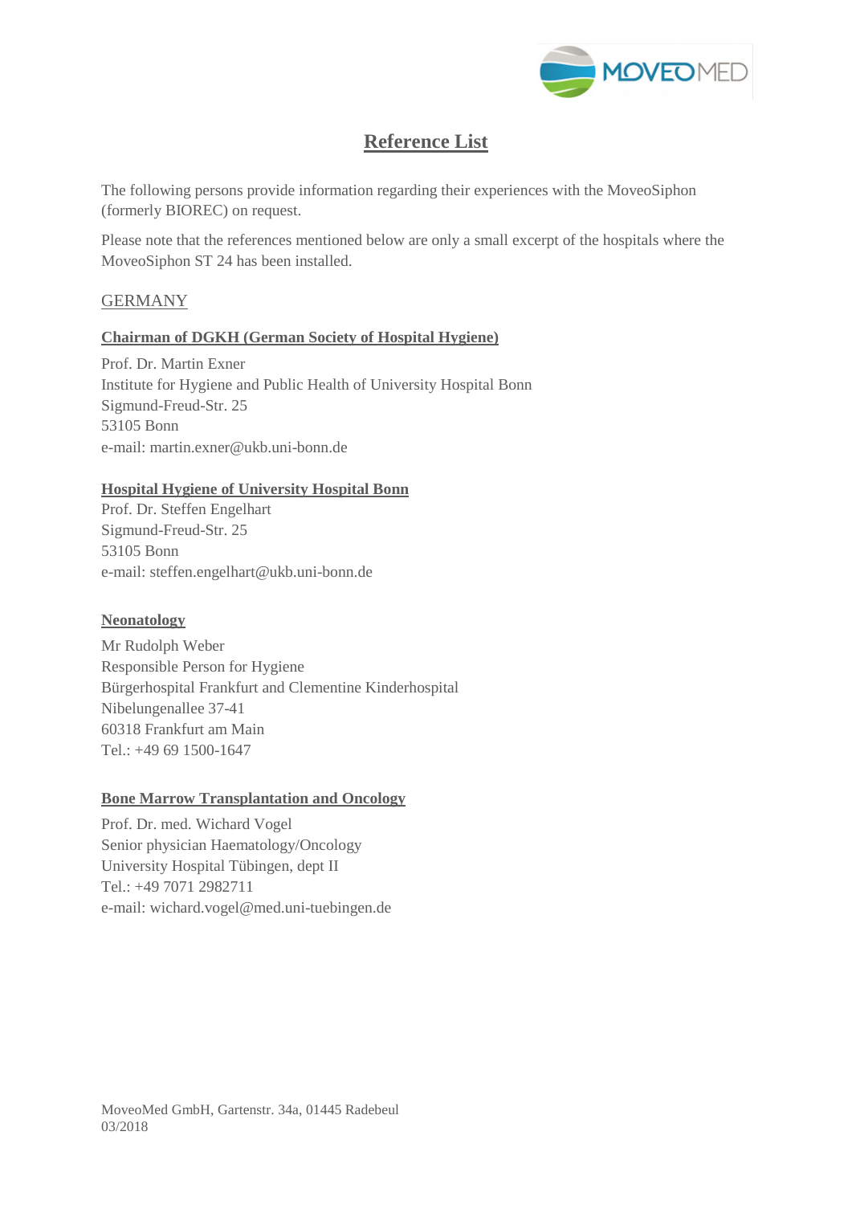# Reference List

The following persons provide information regarding their experiences with the MoveoSiphon (formerly BIOREC) on request.

Please note that the references mentioned below are only a small excerpt of the hospitals where the MoveoSiphon ST 24 has been installed.

## GERMANY

### Chairman of DGKH (German Society of Hospital Hygiene)

Prof. Dr. Martin Exner
Institute for Hygiene and Public Health of University Hospital Bonn
Sigmund-Freud-Str. 25
53105 Bonn
e-mail: martin.exner@ukb.uni-bonn.de

### Hospital Hygiene of University Hospital Bonn

Prof. Dr. Steffen Engelhart
Sigmund-Freud-Str. 25
53105 Bonn
e-mail: steffen.engelhart@ukb.uni-bonn.de

### Neonatology

Mr Rudolph Weber
Responsible Person for Hygiene
Bürgerhospital Frankfurt and Clementine Kinderhospital
Nibelungenallee 37-41
60318 Frankfurt am Main
Tel.: +49 69 1500-1647

### Bone Marrow Transplantation and Oncology

Prof. Dr. med. Wichard Vogel
Senior physician Haematology/Oncology
University Hospital Tübingen, dept II
Tel.: +49 7071 2982711
e-mail: wichard.vogel@med.uni-tuebingen.de

MoveoMed GmbH, Gartenstr. 34a, 01445 Radebeul
03/2018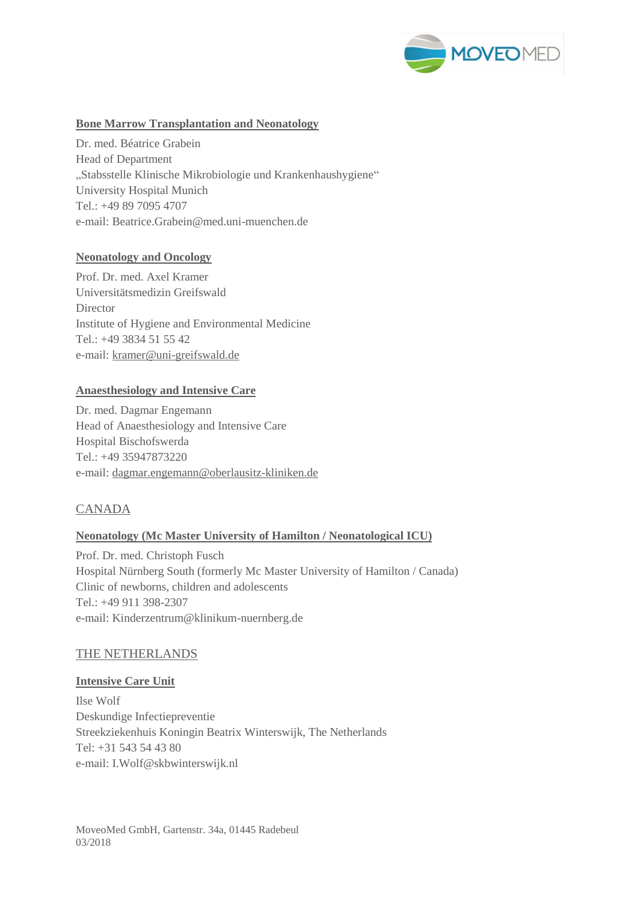**Bone Marrow Transplantation and Neonatology**

Dr. med. Béatrice Grabein
Head of Department
„Stabsstelle Klinische Mikrobiologie und Krankenhaushygiene"
University Hospital Munich
Tel.: +49 89 7095 4707
e-mail: Beatrice.Grabein@med.uni-muenchen.de

**Neonatology and Oncology**

Prof. Dr. med. Axel Kramer
Universitätsmedizin Greifswald
Director
Institute of Hygiene and Environmental Medicine
Tel.: +49 3834 51 55 42
e-mail: kramer@uni-greifswald.de

**Anaesthesiology and Intensive Care**

Dr. med. Dagmar Engemann
Head of Anaesthesiology and Intensive Care
Hospital Bischofswerda
Tel.: +49 35947873220
e-mail: dagmar.engemann@oberlausitz-kliniken.de

## CANADA

**Neonatology (Mc Master University of Hamilton / Neonatological ICU)**

Prof. Dr. med. Christoph Fusch
Hospital Nürnberg South (formerly Mc Master University of Hamilton / Canada)
Clinic of newborns, children and adolescents
Tel.: +49 911 398-2307
e-mail: Kinderzentrum@klinikum-nuernberg.de

## THE NETHERLANDS

**Intensive Care Unit**

Ilse Wolf
Deskundige Infectiepreventie
Streekziekenhuis Koningin Beatrix Winterswijk, The Netherlands
Tel: +31 543 54 43 80
e-mail: I.Wolf@skbwinterswijk.nl